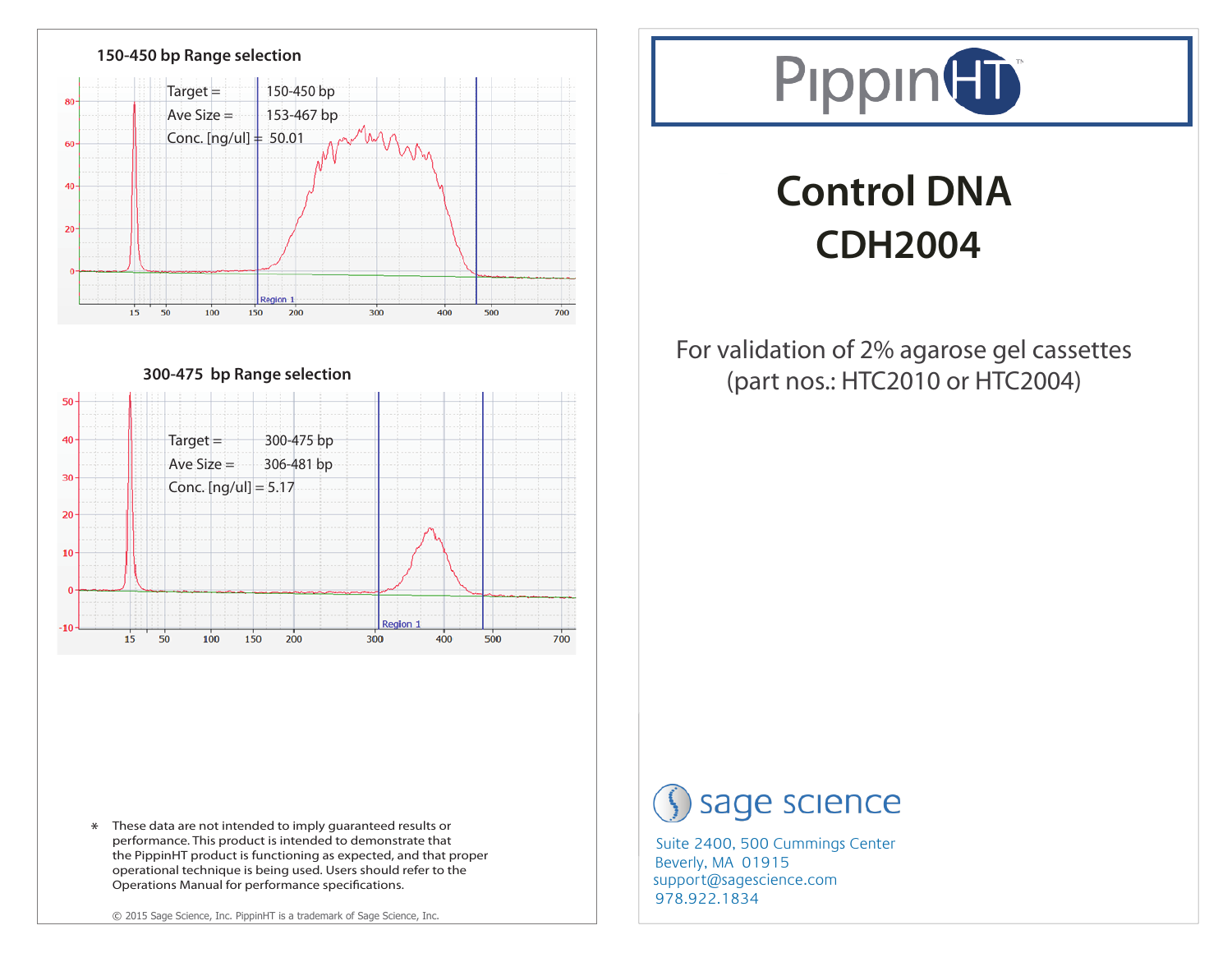## 150-450 bp Range selection

Target = 150-450 bp

Ave Size = 153-467 bp

Conc. [ng/ul] = 50.01

## 300-475 bp Range selection

Target = 300-475 bp

Ave Size = 306-481 bp

Conc. [ng/ul] = 5.17

\* These data are not intended to imply guaranteed results or performance. This product is intended to demonstrate that the PippinHT product is functioning as expected, and that proper operational technique is being used. Users should refer to the Operations Manual for performance specifications.

© 2015 Sage Science, Inc. PippinHT is a trademark of Sage Science, Inc.

# PippinHT™

# Control DNA CDH2004

For validation of 2% agarose gel cassettes (part nos.: HTC2010 or HTC2004)

sage science

Suite 2400, 500 Cummings Center
Beverly, MA 01915
support@sagescience.com
978.922.1834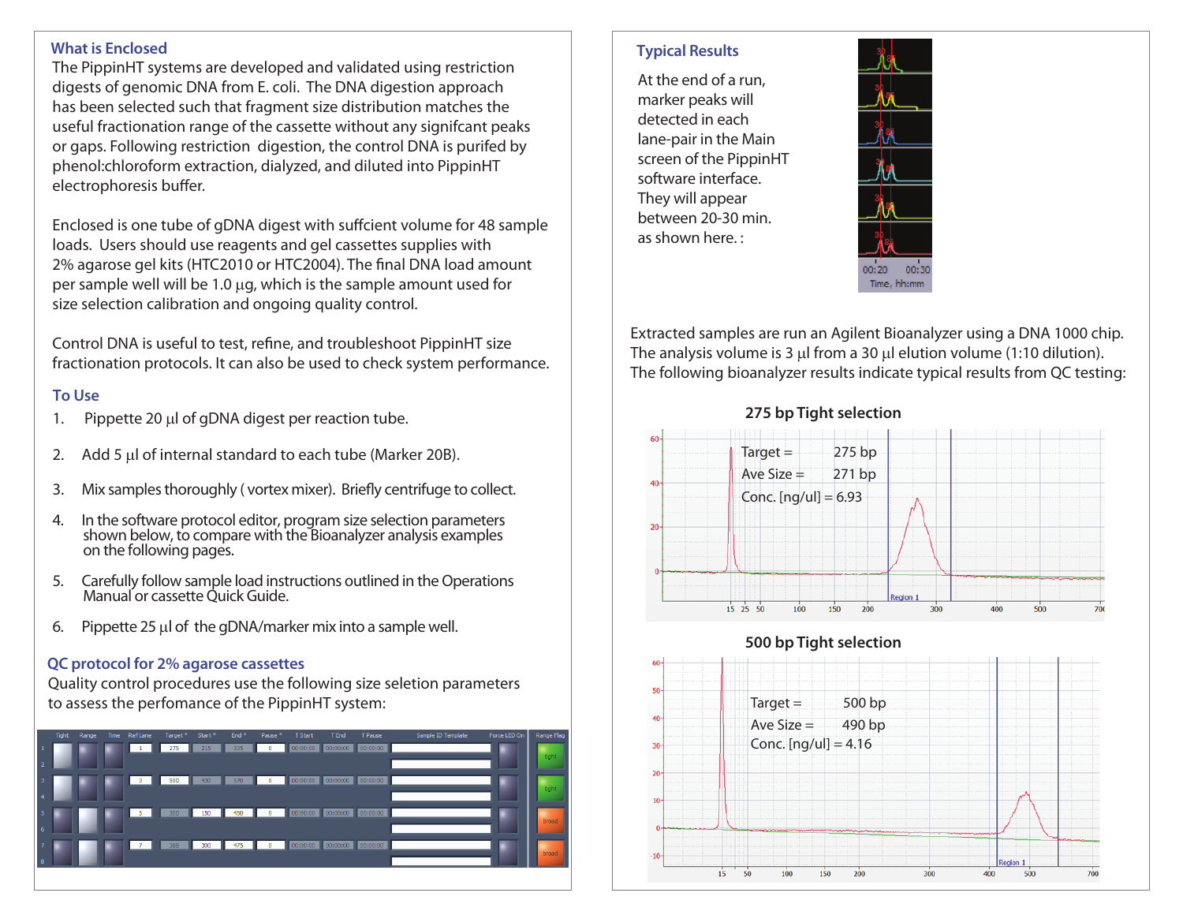## What is Enclosed

The PippinHT systems are developed and validated using restriction digests of genomic DNA from E. coli. The DNA digestion approach has been selected such that fragment size distribution matches the useful fractionation range of the cassette without any signifcant peaks or gaps. Following restriction digestion, the control DNA is purifed by phenol:chloroform extraction, dialyzed, and diluted into PippinHT electrophoresis buffer.

Enclosed is one tube of gDNA digest with suffcient volume for 48 sample loads. Users should use reagents and gel cassettes supplies with 2% agarose gel kits (HTC2010 or HTC2004). The final DNA load amount per sample well will be 1.0 µg, which is the sample amount used for size selection calibration and ongoing quality control.

Control DNA is useful to test, refine, and troubleshoot PippinHT size fractionation protocols. It can also be used to check system performance.

## To Use

1. Pippette 20 µl of gDNA digest per reaction tube.
2. Add 5 µl of internal standard to each tube (Marker 20B).
3. Mix samples thoroughly ( vortex mixer). Briefly centrifuge to collect.
4. In the software protocol editor, program size selection parameters shown below, to compare with the Bioanalyzer analysis examples on the following pages.
5. Carefully follow sample load instructions outlined in the Operations Manual or cassette Quick Guide.
6. Pippette 25 µl of the gDNA/marker mix into a sample well.

## QC protocol for 2% agarose cassettes

Quality control procedures use the following size seletion parameters to assess the perfomance of the PippinHT system:

| | Tight | Range | Time | Ref Lane | Target * | Start * | End * | Pause * | T Start | T End | T Pause | Sample ID Template | Force LED On | Range Flag |
|---|---|---|---|---|---|---|---|---|---|---|---|---|---|---|
| 1 | | | | 1 | 275 | 215 | 335 | 0 | 00:00:00 | 00:00:00 | 00:00:00 | | | tight |
| 2 | | | | | | | | | | | | | | |
| 3 | | | | 3 | 500 | 430 | 570 | 0 | 00:00:00 | 00:00:00 | 00:00:00 | | | tight |
| 4 | | | | | | | | | | | | | | |
| 5 | | | | 5 | 300 | 150 | 450 | 0 | 00:00:00 | 00:00:00 | 00:00:00 | | | broad |
| 6 | | | | | | | | | | | | | | |
| 7 | | | | 7 | 388 | 300 | 475 | 0 | 00:00:00 | 00:00:00 | 00:00:00 | | | broad |
| 8 | | | | | | | | | | | | | | |

## Typical Results

At the end of a run, marker peaks will detected in each lane-pair in the Main screen of the PippinHT software interface. They will appear between 20-30 min. as shown here. :

00:20 00:30
Time, hh:mm

Extracted samples are run an Agilent Bioanalyzer using a DNA 1000 chip. The analysis volume is 3 µl from a 30 µl elution volume (1:10 dilution). The following bioanalyzer results indicate typical results from QC testing:

### 275 bp Tight selection

Target = 275 bp
Ave Size = 271 bp
Conc. [ng/ul] = 6.93

Region 1

15 25 50 100 150 200 300 400 500 700

### 500 bp Tight selection

Target = 500 bp
Ave Size = 490 bp
Conc. [ng/ul] = 4.16

Region 1

15 50 100 150 200 300 400 500 700